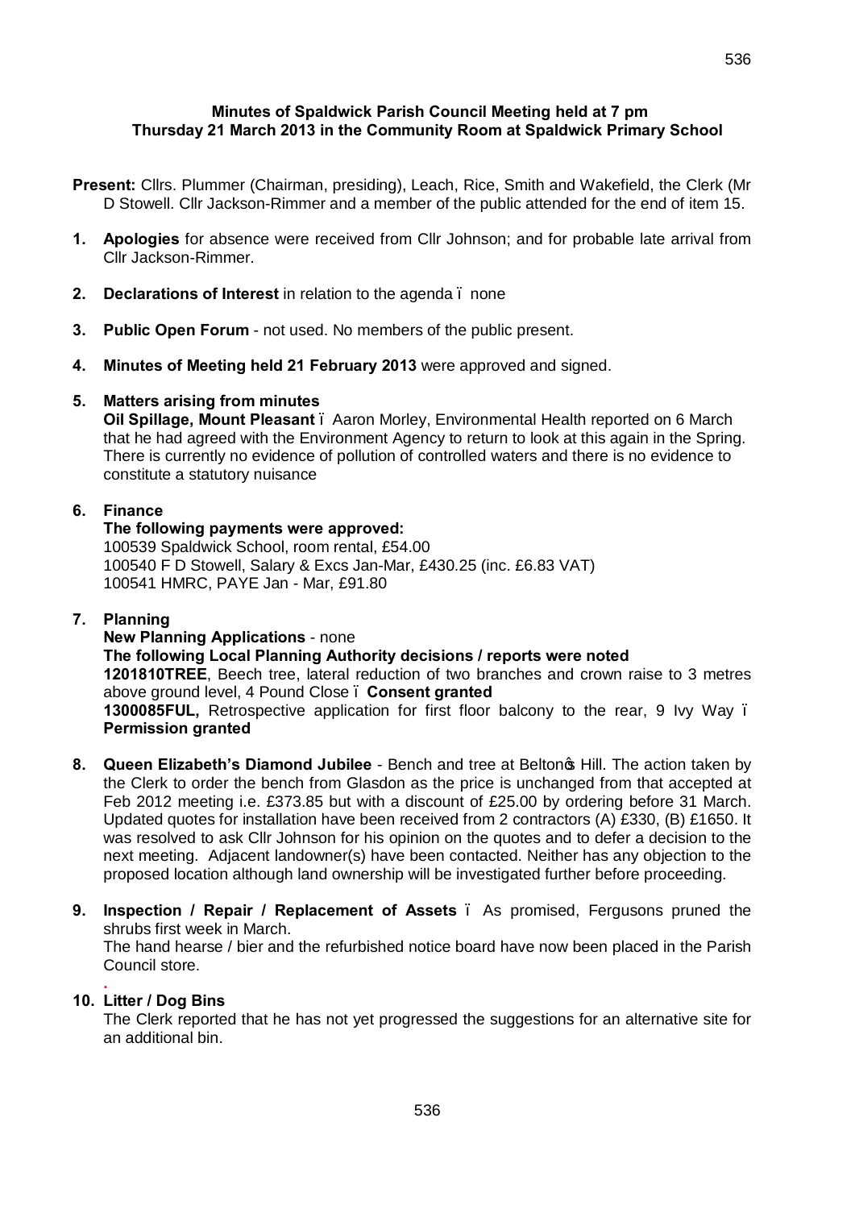**Minutes of Spaldwick Parish Council Meeting held at 7 pm**
**Thursday 21 March 2013 in the Community Room at Spaldwick Primary School**

**Present:** Cllrs. Plummer (Chairman, presiding), Leach, Rice, Smith and Wakefield, the Clerk (Mr D Stowell. Cllr Jackson-Rimmer and a member of the public attended for the end of item 15.

1. **Apologies** for absence were received from Cllr Johnson; and for probable late arrival from Cllr Jackson-Rimmer.

2. **Declarations of Interest** in relation to the agenda – none

3. **Public Open Forum** - not used. No members of the public present.

4. **Minutes of Meeting held 21 February 2013** were approved and signed.

5. **Matters arising from minutes**
   **Oil Spillage, Mount Pleasant** – Aaron Morley, Environmental Health reported on 6 March that he had agreed with the Environment Agency to return to look at this again in the Spring. There is currently no evidence of pollution of controlled waters and there is no evidence to constitute a statutory nuisance

6. **Finance**
   **The following payments were approved:**
   100539 Spaldwick School, room rental, £54.00
   100540 F D Stowell, Salary & Excs Jan-Mar, £430.25 (inc. £6.83 VAT)
   100541 HMRC, PAYE Jan - Mar, £91.80

7. **Planning**
   **New Planning Applications** - none
   **The following Local Planning Authority decisions / reports were noted**
   **1201810TREE**, Beech tree, lateral reduction of two branches and crown raise to 3 metres above ground level, 4 Pound Close – **Consent granted**
   **1300085FUL,** Retrospective application for first floor balcony to the rear, 9 Ivy Way – **Permission granted**

8. **Queen Elizabeth's Diamond Jubilee** - Bench and tree at Belton's Hill. The action taken by the Clerk to order the bench from Glasdon as the price is unchanged from that accepted at Feb 2012 meeting i.e. £373.85 but with a discount of £25.00 by ordering before 31 March. Updated quotes for installation have been received from 2 contractors (A) £330, (B) £1650. It was resolved to ask Cllr Johnson for his opinion on the quotes and to defer a decision to the next meeting. Adjacent landowner(s) have been contacted. Neither has any objection to the proposed location although land ownership will be investigated further before proceeding.

9. **Inspection / Repair / Replacement of Assets** – As promised, Fergusons pruned the shrubs first week in March.
   The hand hearse / bier and the refurbished notice board have now been placed in the Parish Council store.

10. **Litter / Dog Bins**
    The Clerk reported that he has not yet progressed the suggestions for an alternative site for an additional bin.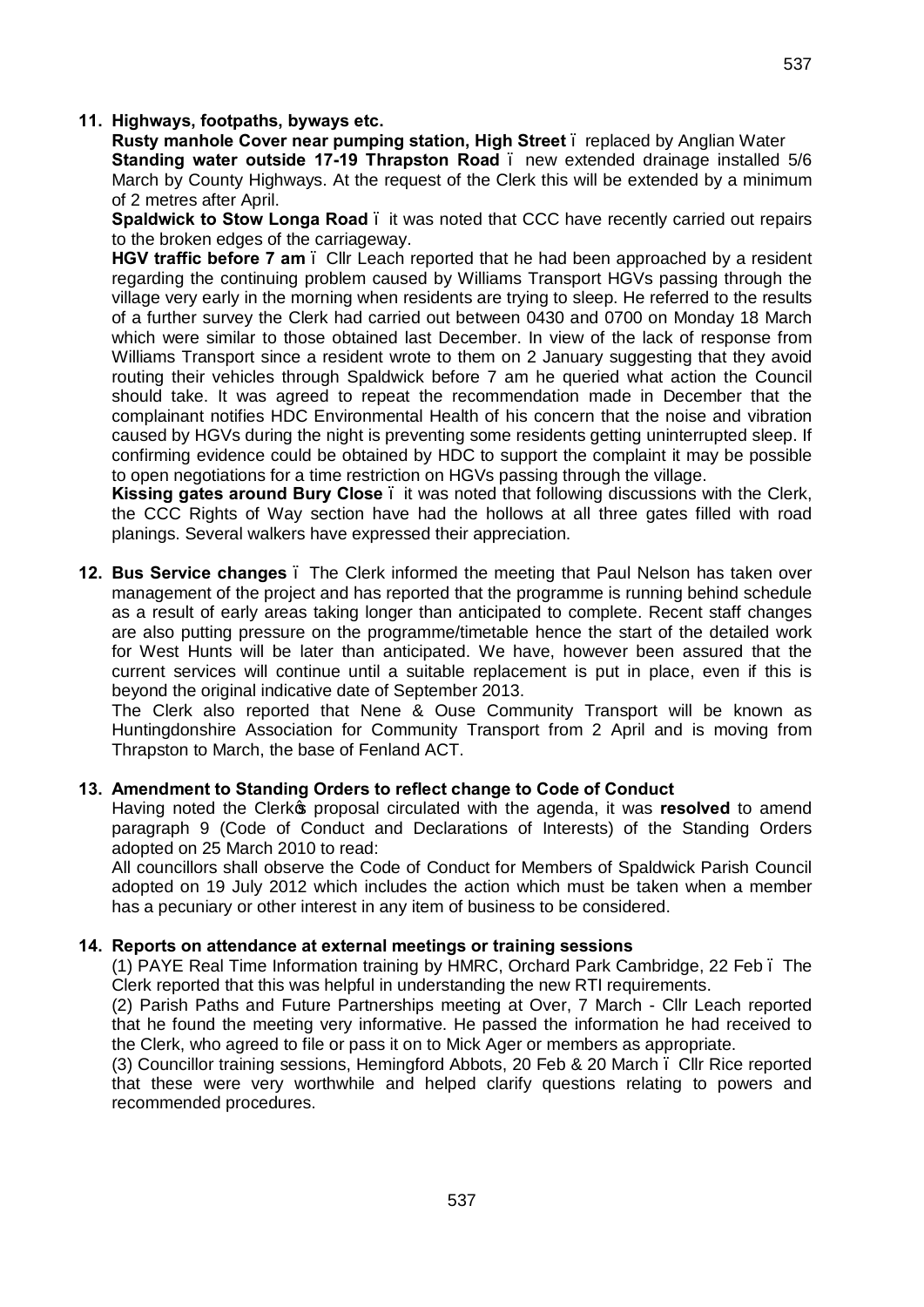**11. Highways, footpaths, byways etc.**

**Rusty manhole Cover near pumping station, High Street** – replaced by Anglian Water

**Standing water outside 17-19 Thrapston Road** – new extended drainage installed 5/6 March by County Highways. At the request of the Clerk this will be extended by a minimum of 2 metres after April.

**Spaldwick to Stow Longa Road** – it was noted that CCC have recently carried out repairs to the broken edges of the carriageway.

**HGV traffic before 7 am** – Cllr Leach reported that he had been approached by a resident regarding the continuing problem caused by Williams Transport HGVs passing through the village very early in the morning when residents are trying to sleep. He referred to the results of a further survey the Clerk had carried out between 0430 and 0700 on Monday 18 March which were similar to those obtained last December. In view of the lack of response from Williams Transport since a resident wrote to them on 2 January suggesting that they avoid routing their vehicles through Spaldwick before 7 am he queried what action the Council should take. It was agreed to repeat the recommendation made in December that the complainant notifies HDC Environmental Health of his concern that the noise and vibration caused by HGVs during the night is preventing some residents getting uninterrupted sleep. If confirming evidence could be obtained by HDC to support the complaint it may be possible to open negotiations for a time restriction on HGVs passing through the village.

**Kissing gates around Bury Close** – it was noted that following discussions with the Clerk, the CCC Rights of Way section have had the hollows at all three gates filled with road planings. Several walkers have expressed their appreciation.

**12. Bus Service changes** – The Clerk informed the meeting that Paul Nelson has taken over management of the project and has reported that the programme is running behind schedule as a result of early areas taking longer than anticipated to complete. Recent staff changes are also putting pressure on the programme/timetable hence the start of the detailed work for West Hunts will be later than anticipated. We have, however been assured that the current services will continue until a suitable replacement is put in place, even if this is beyond the original indicative date of September 2013.

The Clerk also reported that Nene & Ouse Community Transport will be known as Huntingdonshire Association for Community Transport from 2 April and is moving from Thrapston to March, the base of Fenland ACT.

**13. Amendment to Standing Orders to reflect change to Code of Conduct**

Having noted the Clerk's proposal circulated with the agenda, it was **resolved** to amend paragraph 9 (Code of Conduct and Declarations of Interests) of the Standing Orders adopted on 25 March 2010 to read:

All councillors shall observe the Code of Conduct for Members of Spaldwick Parish Council adopted on 19 July 2012 which includes the action which must be taken when a member has a pecuniary or other interest in any item of business to be considered.

**14. Reports on attendance at external meetings or training sessions**

(1) PAYE Real Time Information training by HMRC, Orchard Park Cambridge, 22 Feb – The Clerk reported that this was helpful in understanding the new RTI requirements.

(2) Parish Paths and Future Partnerships meeting at Over, 7 March - Cllr Leach reported that he found the meeting very informative. He passed the information he had received to the Clerk, who agreed to file or pass it on to Mick Ager or members as appropriate.

(3) Councillor training sessions, Hemingford Abbots, 20 Feb & 20 March – Cllr Rice reported that these were very worthwhile and helped clarify questions relating to powers and recommended procedures.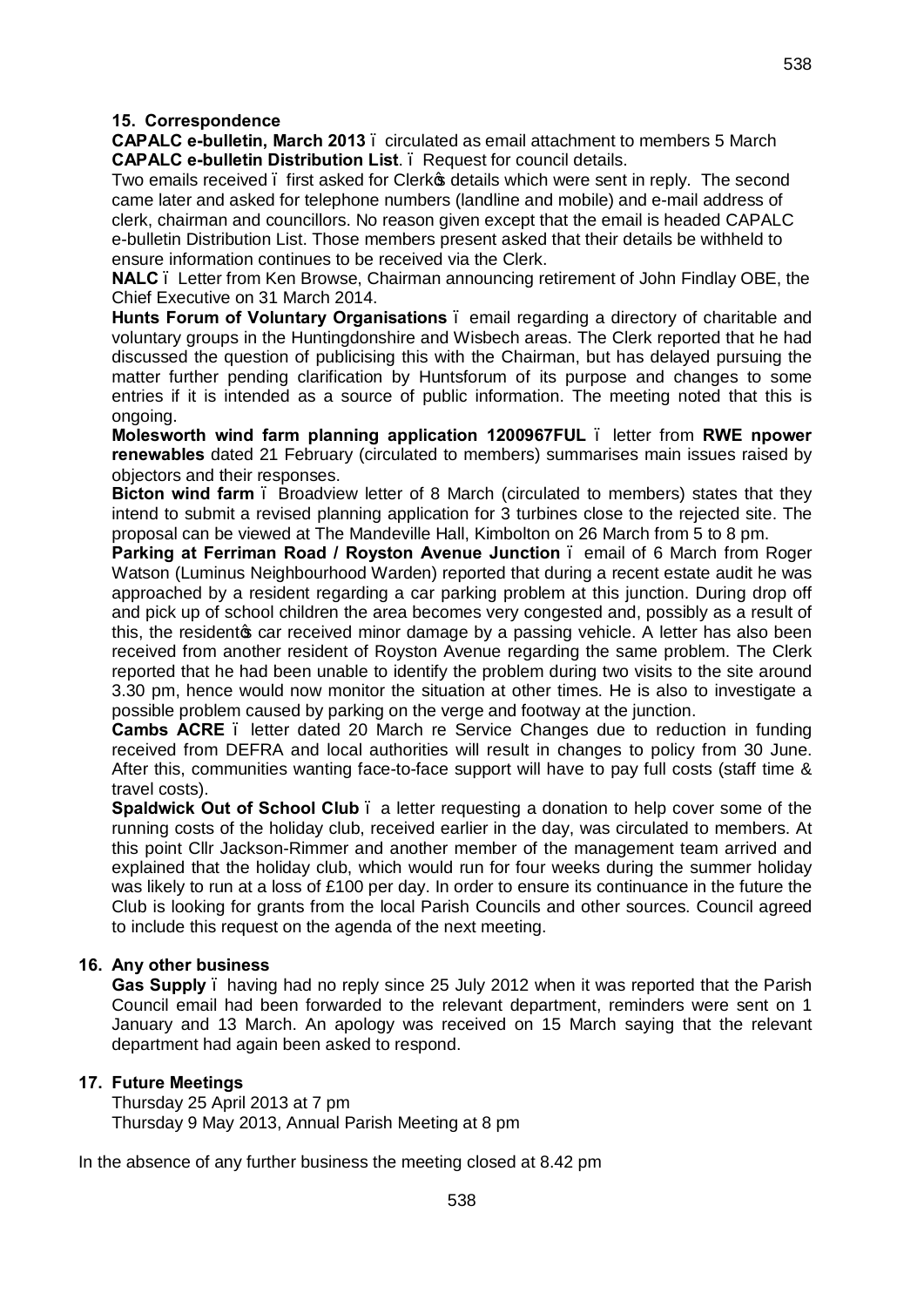### 15. Correspondence

**CAPALC e-bulletin, March 2013** – circulated as email attachment to members 5 March

**CAPALC e-bulletin Distribution List**. – Request for council details.

Two emails received – first asked for Clerk's details which were sent in reply. The second came later and asked for telephone numbers (landline and mobile) and e-mail address of clerk, chairman and councillors. No reason given except that the email is headed CAPALC e-bulletin Distribution List. Those members present asked that their details be withheld to ensure information continues to be received via the Clerk.

**NALC** – Letter from Ken Browse, Chairman announcing retirement of John Findlay OBE, the Chief Executive on 31 March 2014.

**Hunts Forum of Voluntary Organisations** – email regarding a directory of charitable and voluntary groups in the Huntingdonshire and Wisbech areas. The Clerk reported that he had discussed the question of publicising this with the Chairman, but has delayed pursuing the matter further pending clarification by Huntsforum of its purpose and changes to some entries if it is intended as a source of public information. The meeting noted that this is ongoing.

**Molesworth wind farm planning application 1200967FUL** – letter from **RWE npower renewables** dated 21 February (circulated to members) summarises main issues raised by objectors and their responses.

**Bicton wind farm** – Broadview letter of 8 March (circulated to members) states that they intend to submit a revised planning application for 3 turbines close to the rejected site. The proposal can be viewed at The Mandeville Hall, Kimbolton on 26 March from 5 to 8 pm.

**Parking at Ferriman Road / Royston Avenue Junction** – email of 6 March from Roger Watson (Luminus Neighbourhood Warden) reported that during a recent estate audit he was approached by a resident regarding a car parking problem at this junction. During drop off and pick up of school children the area becomes very congested and, possibly as a result of this, the resident's car received minor damage by a passing vehicle. A letter has also been received from another resident of Royston Avenue regarding the same problem. The Clerk reported that he had been unable to identify the problem during two visits to the site around 3.30 pm, hence would now monitor the situation at other times. He is also to investigate a possible problem caused by parking on the verge and footway at the junction.

**Cambs ACRE** – letter dated 20 March re Service Changes due to reduction in funding received from DEFRA and local authorities will result in changes to policy from 30 June. After this, communities wanting face-to-face support will have to pay full costs (staff time & travel costs).

**Spaldwick Out of School Club** – a letter requesting a donation to help cover some of the running costs of the holiday club, received earlier in the day, was circulated to members. At this point Cllr Jackson-Rimmer and another member of the management team arrived and explained that the holiday club, which would run for four weeks during the summer holiday was likely to run at a loss of £100 per day. In order to ensure its continuance in the future the Club is looking for grants from the local Parish Councils and other sources. Council agreed to include this request on the agenda of the next meeting.

### 16. Any other business

**Gas Supply** – having had no reply since 25 July 2012 when it was reported that the Parish Council email had been forwarded to the relevant department, reminders were sent on 1 January and 13 March. An apology was received on 15 March saying that the relevant department had again been asked to respond.

### 17. Future Meetings

Thursday 25 April 2013 at 7 pm
Thursday 9 May 2013, Annual Parish Meeting at 8 pm

In the absence of any further business the meeting closed at 8.42 pm